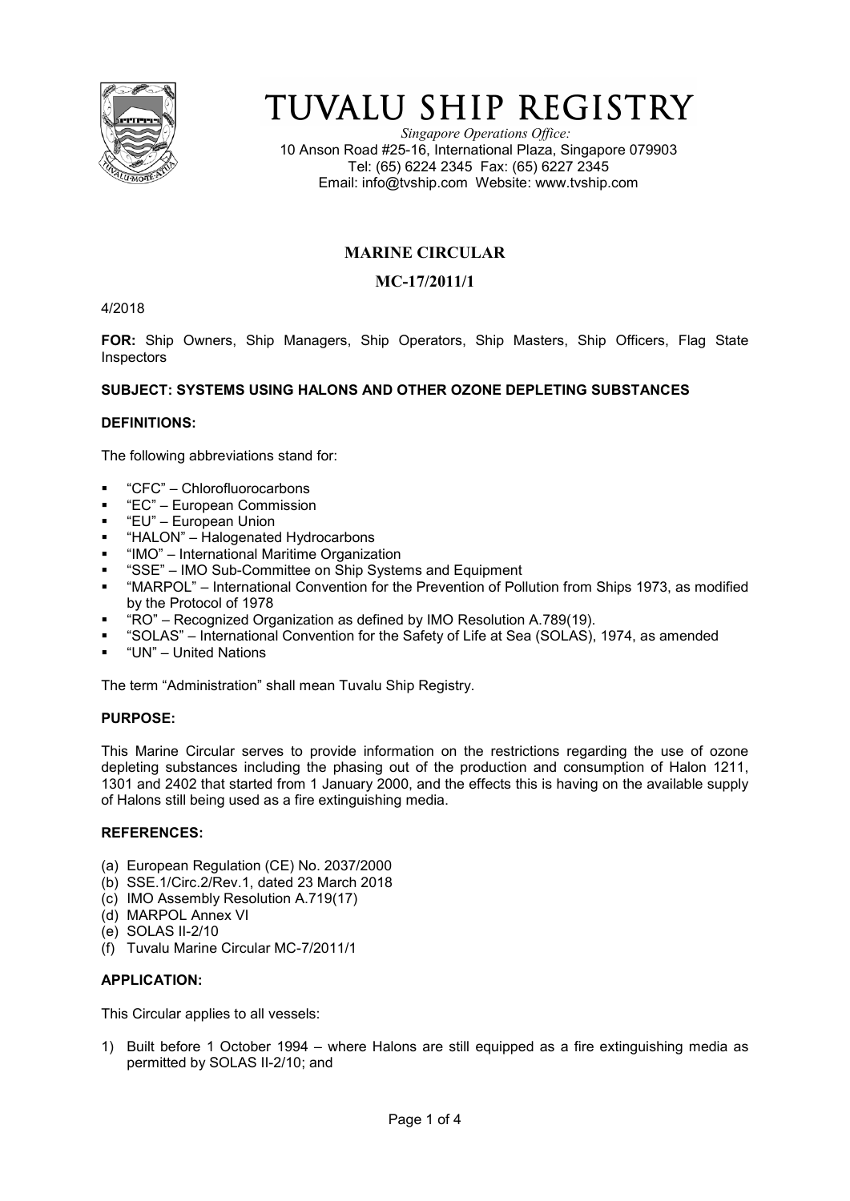# TUVALU SHIP REGISTRY

*Singapore Operations Office:*
10 Anson Road #25-16, International Plaza, Singapore 079903
Tel: (65) 6224 2345 Fax: (65) 6227 2345
Email: info@tvship.com Website: www.tvship.com

## MARINE CIRCULAR

## MC-17/2011/1

4/2018

**FOR:** Ship Owners, Ship Managers, Ship Operators, Ship Masters, Ship Officers, Flag State Inspectors

**SUBJECT: SYSTEMS USING HALONS AND OTHER OZONE DEPLETING SUBSTANCES**

**DEFINITIONS:**

The following abbreviations stand for:

- "CFC" – Chlorofluorocarbons
- "EC" – European Commission
- "EU" – European Union
- "HALON" – Halogenated Hydrocarbons
- "IMO" – International Maritime Organization
- "SSE" – IMO Sub-Committee on Ship Systems and Equipment
- "MARPOL" – International Convention for the Prevention of Pollution from Ships 1973, as modified by the Protocol of 1978
- "RO" – Recognized Organization as defined by IMO Resolution A.789(19).
- "SOLAS" – International Convention for the Safety of Life at Sea (SOLAS), 1974, as amended
- "UN" – United Nations

The term "Administration" shall mean Tuvalu Ship Registry.

**PURPOSE:**

This Marine Circular serves to provide information on the restrictions regarding the use of ozone depleting substances including the phasing out of the production and consumption of Halon 1211, 1301 and 2402 that started from 1 January 2000, and the effects this is having on the available supply of Halons still being used as a fire extinguishing media.

**REFERENCES:**

(a) European Regulation (CE) No. 2037/2000
(b) SSE.1/Circ.2/Rev.1, dated 23 March 2018
(c) IMO Assembly Resolution A.719(17)
(d) MARPOL Annex VI
(e) SOLAS II-2/10
(f) Tuvalu Marine Circular MC-7/2011/1

**APPLICATION:**

This Circular applies to all vessels:

1) Built before 1 October 1994 – where Halons are still equipped as a fire extinguishing media as permitted by SOLAS II-2/10; and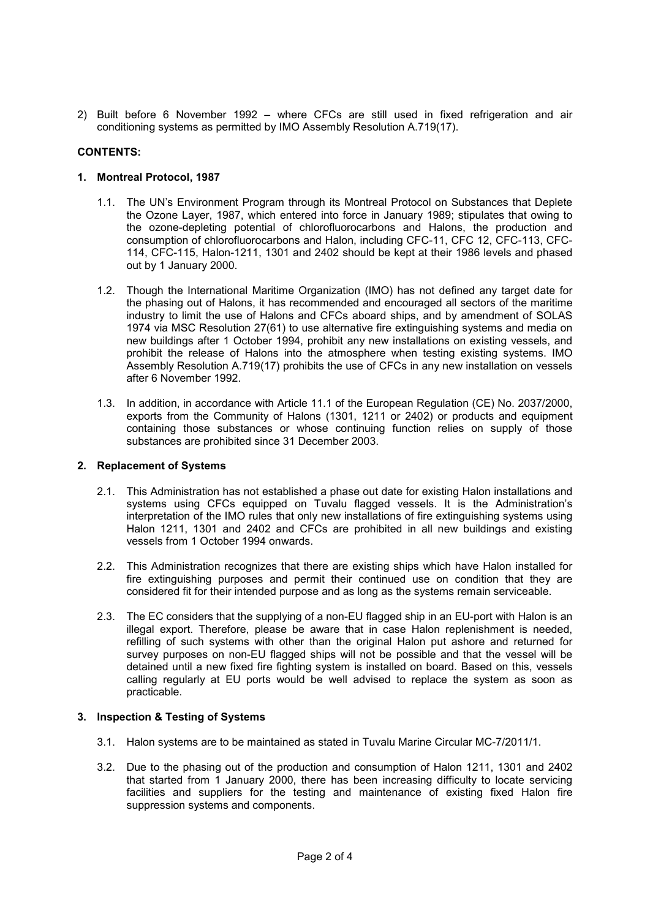2) Built before 6 November 1992 – where CFCs are still used in fixed refrigeration and air conditioning systems as permitted by IMO Assembly Resolution A.719(17).

**CONTENTS:**

**1. Montreal Protocol, 1987**

1.1. The UN's Environment Program through its Montreal Protocol on Substances that Deplete the Ozone Layer, 1987, which entered into force in January 1989; stipulates that owing to the ozone-depleting potential of chlorofluorocarbons and Halons, the production and consumption of chlorofluorocarbons and Halon, including CFC-11, CFC 12, CFC-113, CFC-114, CFC-115, Halon-1211, 1301 and 2402 should be kept at their 1986 levels and phased out by 1 January 2000.

1.2. Though the International Maritime Organization (IMO) has not defined any target date for the phasing out of Halons, it has recommended and encouraged all sectors of the maritime industry to limit the use of Halons and CFCs aboard ships, and by amendment of SOLAS 1974 via MSC Resolution 27(61) to use alternative fire extinguishing systems and media on new buildings after 1 October 1994, prohibit any new installations on existing vessels, and prohibit the release of Halons into the atmosphere when testing existing systems. IMO Assembly Resolution A.719(17) prohibits the use of CFCs in any new installation on vessels after 6 November 1992.

1.3. In addition, in accordance with Article 11.1 of the European Regulation (CE) No. 2037/2000, exports from the Community of Halons (1301, 1211 or 2402) or products and equipment containing those substances or whose continuing function relies on supply of those substances are prohibited since 31 December 2003.

**2. Replacement of Systems**

2.1. This Administration has not established a phase out date for existing Halon installations and systems using CFCs equipped on Tuvalu flagged vessels. It is the Administration's interpretation of the IMO rules that only new installations of fire extinguishing systems using Halon 1211, 1301 and 2402 and CFCs are prohibited in all new buildings and existing vessels from 1 October 1994 onwards.

2.2. This Administration recognizes that there are existing ships which have Halon installed for fire extinguishing purposes and permit their continued use on condition that they are considered fit for their intended purpose and as long as the systems remain serviceable.

2.3. The EC considers that the supplying of a non-EU flagged ship in an EU-port with Halon is an illegal export. Therefore, please be aware that in case Halon replenishment is needed, refilling of such systems with other than the original Halon put ashore and returned for survey purposes on non-EU flagged ships will not be possible and that the vessel will be detained until a new fixed fire fighting system is installed on board. Based on this, vessels calling regularly at EU ports would be well advised to replace the system as soon as practicable.

**3. Inspection & Testing of Systems**

3.1. Halon systems are to be maintained as stated in Tuvalu Marine Circular MC-7/2011/1.

3.2. Due to the phasing out of the production and consumption of Halon 1211, 1301 and 2402 that started from 1 January 2000, there has been increasing difficulty to locate servicing facilities and suppliers for the testing and maintenance of existing fixed Halon fire suppression systems and components.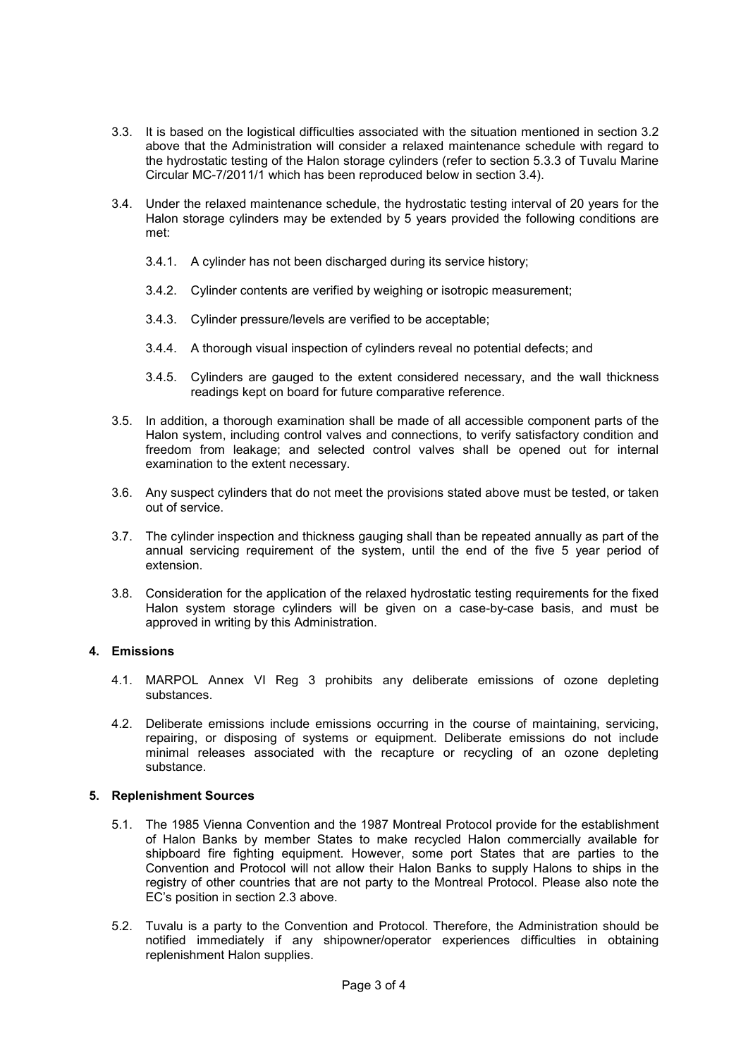3.3. It is based on the logistical difficulties associated with the situation mentioned in section 3.2 above that the Administration will consider a relaxed maintenance schedule with regard to the hydrostatic testing of the Halon storage cylinders (refer to section 5.3.3 of Tuvalu Marine Circular MC-7/2011/1 which has been reproduced below in section 3.4).

3.4. Under the relaxed maintenance schedule, the hydrostatic testing interval of 20 years for the Halon storage cylinders may be extended by 5 years provided the following conditions are met:

3.4.1. A cylinder has not been discharged during its service history;

3.4.2. Cylinder contents are verified by weighing or isotropic measurement;

3.4.3. Cylinder pressure/levels are verified to be acceptable;

3.4.4. A thorough visual inspection of cylinders reveal no potential defects; and

3.4.5. Cylinders are gauged to the extent considered necessary, and the wall thickness readings kept on board for future comparative reference.

3.5. In addition, a thorough examination shall be made of all accessible component parts of the Halon system, including control valves and connections, to verify satisfactory condition and freedom from leakage; and selected control valves shall be opened out for internal examination to the extent necessary.

3.6. Any suspect cylinders that do not meet the provisions stated above must be tested, or taken out of service.

3.7. The cylinder inspection and thickness gauging shall than be repeated annually as part of the annual servicing requirement of the system, until the end of the five 5 year period of extension.

3.8. Consideration for the application of the relaxed hydrostatic testing requirements for the fixed Halon system storage cylinders will be given on a case-by-case basis, and must be approved in writing by this Administration.

## 4. Emissions

4.1. MARPOL Annex VI Reg 3 prohibits any deliberate emissions of ozone depleting substances.

4.2. Deliberate emissions include emissions occurring in the course of maintaining, servicing, repairing, or disposing of systems or equipment. Deliberate emissions do not include minimal releases associated with the recapture or recycling of an ozone depleting substance.

## 5. Replenishment Sources

5.1. The 1985 Vienna Convention and the 1987 Montreal Protocol provide for the establishment of Halon Banks by member States to make recycled Halon commercially available for shipboard fire fighting equipment. However, some port States that are parties to the Convention and Protocol will not allow their Halon Banks to supply Halons to ships in the registry of other countries that are not party to the Montreal Protocol. Please also note the EC's position in section 2.3 above.

5.2. Tuvalu is a party to the Convention and Protocol. Therefore, the Administration should be notified immediately if any shipowner/operator experiences difficulties in obtaining replenishment Halon supplies.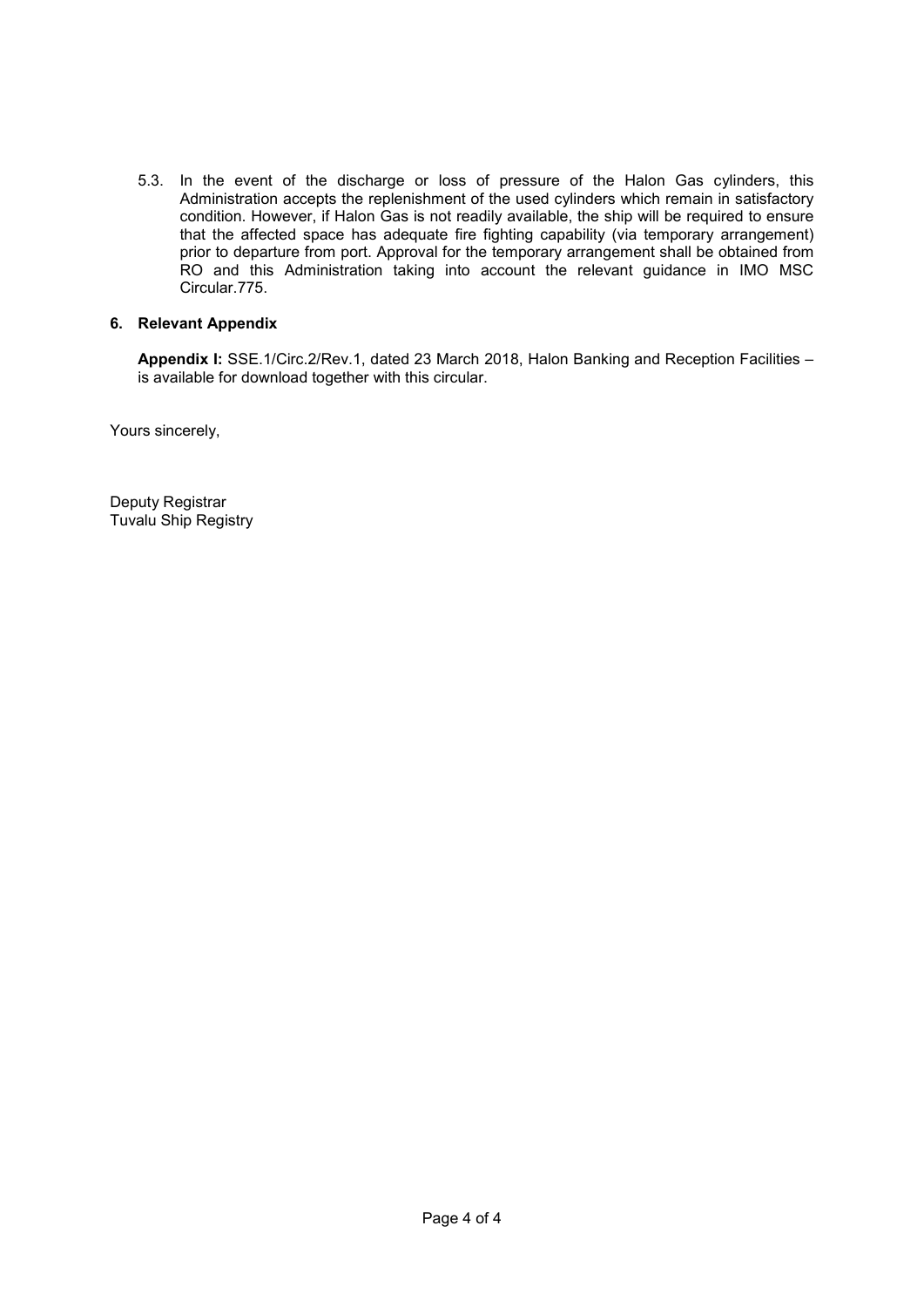5.3. In the event of the discharge or loss of pressure of the Halon Gas cylinders, this Administration accepts the replenishment of the used cylinders which remain in satisfactory condition. However, if Halon Gas is not readily available, the ship will be required to ensure that the affected space has adequate fire fighting capability (via temporary arrangement) prior to departure from port. Approval for the temporary arrangement shall be obtained from RO and this Administration taking into account the relevant guidance in IMO MSC Circular.775.

## 6. Relevant Appendix

**Appendix I:** SSE.1/Circ.2/Rev.1, dated 23 March 2018, Halon Banking and Reception Facilities – is available for download together with this circular.

Yours sincerely,

Deputy Registrar
Tuvalu Ship Registry